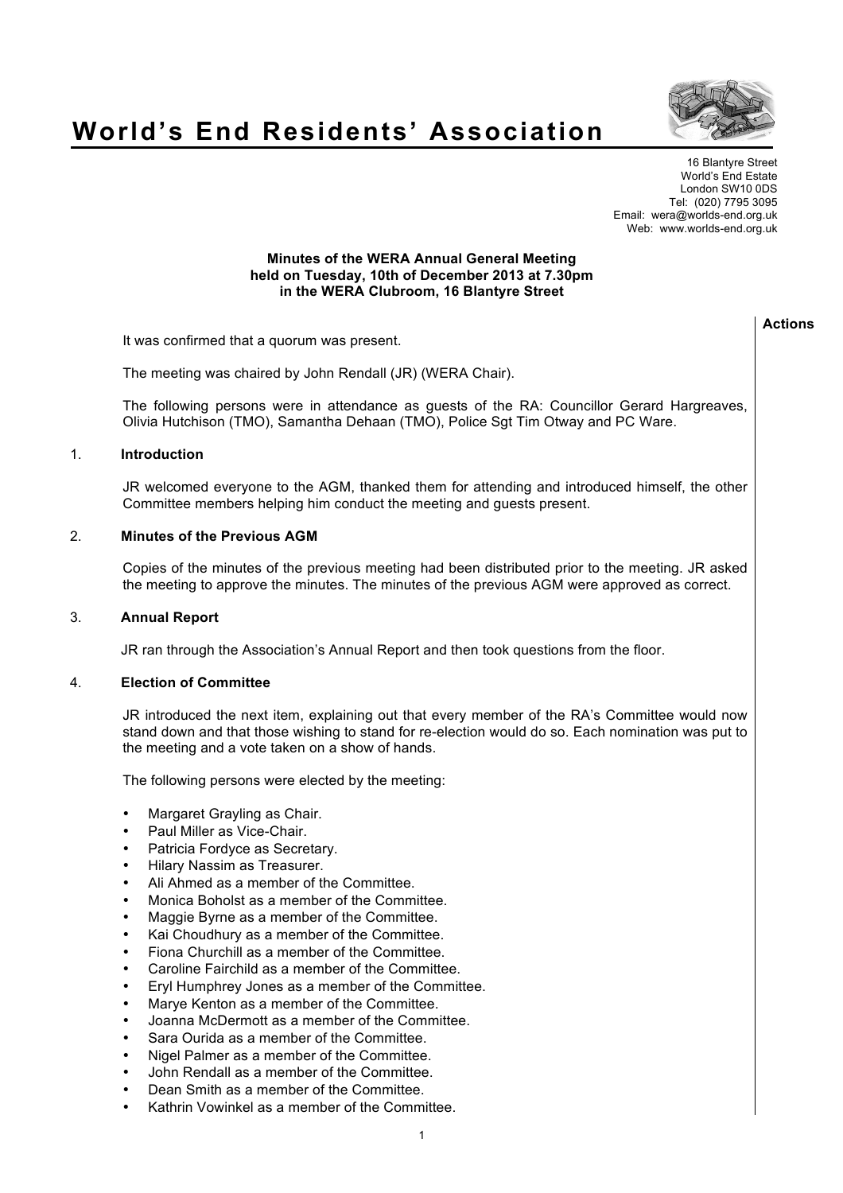# World's End Residents' Association

16 Blantyre Street
World's End Estate
London SW10 0DS
Tel: (020) 7795 3095
Email: wera@worlds-end.org.uk
Web: www.worlds-end.org.uk

**Minutes of the WERA Annual General Meeting**
**held on Tuesday, 10th of December 2013 at 7.30pm**
**in the WERA Clubroom, 16 Blantyre Street**

**Actions**

It was confirmed that a quorum was present.

The meeting was chaired by John Rendall (JR) (WERA Chair).

The following persons were in attendance as guests of the RA: Councillor Gerard Hargreaves, Olivia Hutchison (TMO), Samantha Dehaan (TMO), Police Sgt Tim Otway and PC Ware.

## 1. Introduction

JR welcomed everyone to the AGM, thanked them for attending and introduced himself, the other Committee members helping him conduct the meeting and guests present.

## 2. Minutes of the Previous AGM

Copies of the minutes of the previous meeting had been distributed prior to the meeting. JR asked the meeting to approve the minutes. The minutes of the previous AGM were approved as correct.

## 3. Annual Report

JR ran through the Association's Annual Report and then took questions from the floor.

## 4. Election of Committee

JR introduced the next item, explaining out that every member of the RA's Committee would now stand down and that those wishing to stand for re-election would do so. Each nomination was put to the meeting and a vote taken on a show of hands.

The following persons were elected by the meeting:

- Margaret Grayling as Chair.
- Paul Miller as Vice-Chair.
- Patricia Fordyce as Secretary.
- Hilary Nassim as Treasurer.
- Ali Ahmed as a member of the Committee.
- Monica Boholst as a member of the Committee.
- Maggie Byrne as a member of the Committee.
- Kai Choudhury as a member of the Committee.
- Fiona Churchill as a member of the Committee.
- Caroline Fairchild as a member of the Committee.
- Eryl Humphrey Jones as a member of the Committee.
- Marye Kenton as a member of the Committee.
- Joanna McDermott as a member of the Committee.
- Sara Ourida as a member of the Committee.
- Nigel Palmer as a member of the Committee.
- John Rendall as a member of the Committee.
- Dean Smith as a member of the Committee.
- Kathrin Vowinkel as a member of the Committee.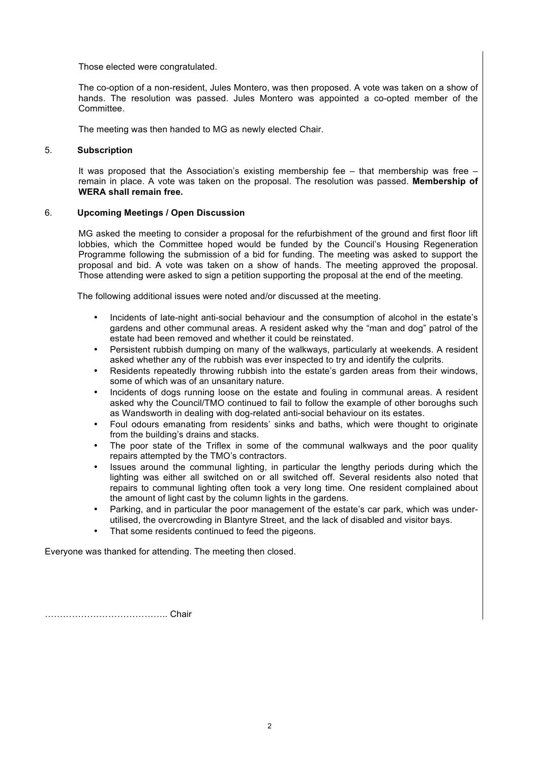Those elected were congratulated.

The co-option of a non-resident, Jules Montero, was then proposed. A vote was taken on a show of hands. The resolution was passed. Jules Montero was appointed a co-opted member of the Committee.

The meeting was then handed to MG as newly elected Chair.

5. **Subscription**

It was proposed that the Association's existing membership fee – that membership was free – remain in place. A vote was taken on the proposal. The resolution was passed. **Membership of WERA shall remain free.**

6. **Upcoming Meetings / Open Discussion**

MG asked the meeting to consider a proposal for the refurbishment of the ground and first floor lift lobbies, which the Committee hoped would be funded by the Council's Housing Regeneration Programme following the submission of a bid for funding. The meeting was asked to support the proposal and bid. A vote was taken on a show of hands. The meeting approved the proposal. Those attending were asked to sign a petition supporting the proposal at the end of the meeting.

The following additional issues were noted and/or discussed at the meeting.

- Incidents of late-night anti-social behaviour and the consumption of alcohol in the estate's gardens and other communal areas. A resident asked why the "man and dog" patrol of the estate had been removed and whether it could be reinstated.
- Persistent rubbish dumping on many of the walkways, particularly at weekends. A resident asked whether any of the rubbish was ever inspected to try and identify the culprits.
- Residents repeatedly throwing rubbish into the estate's garden areas from their windows, some of which was of an unsanitary nature.
- Incidents of dogs running loose on the estate and fouling in communal areas. A resident asked why the Council/TMO continued to fail to follow the example of other boroughs such as Wandsworth in dealing with dog-related anti-social behaviour on its estates.
- Foul odours emanating from residents' sinks and baths, which were thought to originate from the building's drains and stacks.
- The poor state of the Triflex in some of the communal walkways and the poor quality repairs attempted by the TMO's contractors.
- Issues around the communal lighting, in particular the lengthy periods during which the lighting was either all switched on or all switched off. Several residents also noted that repairs to communal lighting often took a very long time. One resident complained about the amount of light cast by the column lights in the gardens.
- Parking, and in particular the poor management of the estate's car park, which was under-utilised, the overcrowding in Blantyre Street, and the lack of disabled and visitor bays.
- That some residents continued to feed the pigeons.

Everyone was thanked for attending. The meeting then closed.

………………………………….. Chair